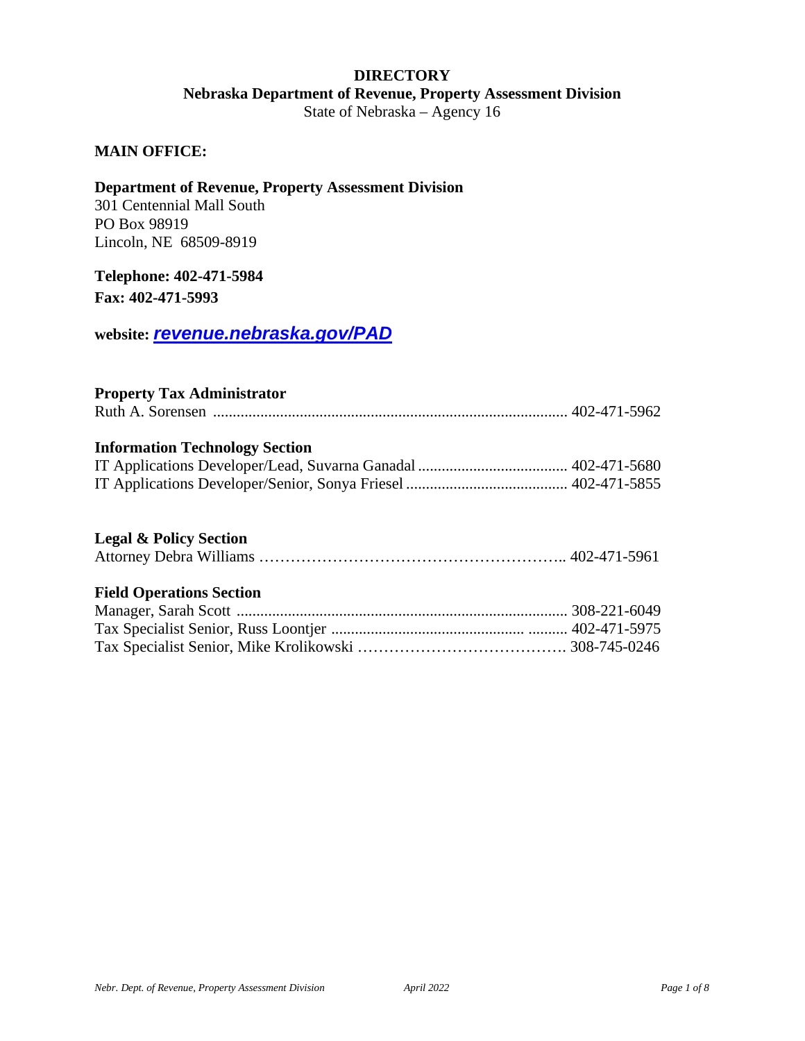# DIRECTORY

## Nebraska Department of Revenue, Property Assessment Division

State of Nebraska – Agency 16

### MAIN OFFICE:

**Department of Revenue, Property Assessment Division**
301 Centennial Mall South
PO Box 98919
Lincoln, NE 68509-8919

**Telephone: 402-471-5984**

**Fax: 402-471-5993**

**website:** ***revenue.nebraska.gov/PAD***

**Property Tax Administrator**
Ruth A. Sorensen ......................................................................................... 402-471-5962

**Information Technology Section**
IT Applications Developer/Lead, Suvarna Ganadal ...................................... 402-471-5680
IT Applications Developer/Senior, Sonya Friesel ......................................... 402-471-5855

**Legal & Policy Section**
Attorney Debra Williams ………………………………………………….. 402-471-5961

**Field Operations Section**
Manager, Sarah Scott ................................................................................... 308-221-6049
Tax Specialist Senior, Russ Loontjer ................................................ .......... 402-471-5975
Tax Specialist Senior, Mike Krolikowski …………………………………. 308-745-0246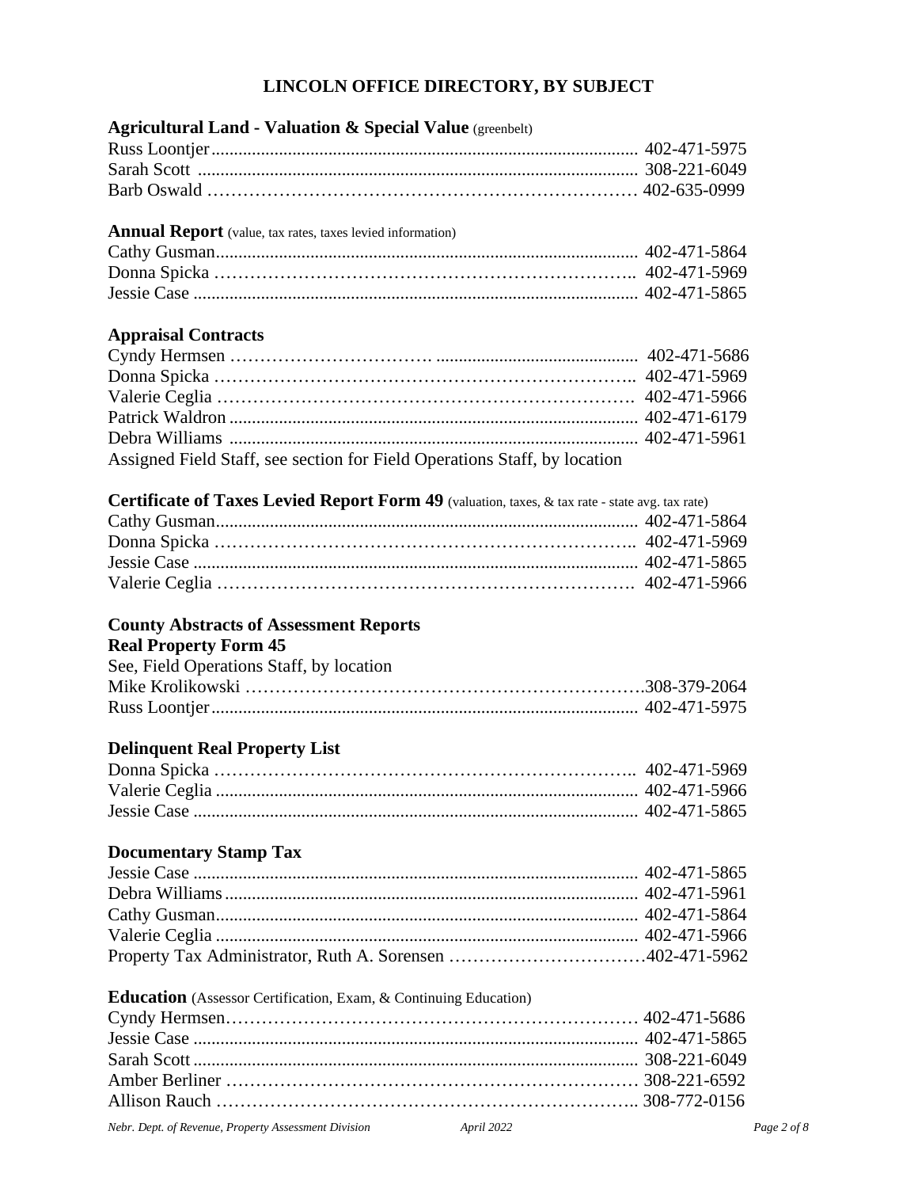# LINCOLN OFFICE DIRECTORY, BY SUBJECT

**Agricultural Land - Valuation & Special Value** (greenbelt)

Russ Loontjer ........ 402-471-5975
Sarah Scott ........ 308-221-6049
Barb Oswald ........ 402-635-0999

**Annual Report** (value, tax rates, taxes levied information)

Cathy Gusman ........ 402-471-5864
Donna Spicka ........ 402-471-5969
Jessie Case ........ 402-471-5865

**Appraisal Contracts**

Cyndy Hermsen ........ 402-471-5686
Donna Spicka ........ 402-471-5969
Valerie Ceglia ........ 402-471-5966
Patrick Waldron ........ 402-471-6179
Debra Williams ........ 402-471-5961
Assigned Field Staff, see section for Field Operations Staff, by location

**Certificate of Taxes Levied Report Form 49** (valuation, taxes, & tax rate - state avg. tax rate)

Cathy Gusman ........ 402-471-5864
Donna Spicka ........ 402-471-5969
Jessie Case ........ 402-471-5865
Valerie Ceglia ........ 402-471-5966

**County Abstracts of Assessment Reports**
**Real Property Form 45**

See, Field Operations Staff, by location
Mike Krolikowski ........ 308-379-2064
Russ Loontjer ........ 402-471-5975

**Delinquent Real Property List**

Donna Spicka ........ 402-471-5969
Valerie Ceglia ........ 402-471-5966
Jessie Case ........ 402-471-5865

**Documentary Stamp Tax**

Jessie Case ........ 402-471-5865
Debra Williams ........ 402-471-5961
Cathy Gusman ........ 402-471-5864
Valerie Ceglia ........ 402-471-5966
Property Tax Administrator, Ruth A. Sorensen ........ 402-471-5962

**Education** (Assessor Certification, Exam, & Continuing Education)

Cyndy Hermsen ........ 402-471-5686
Jessie Case ........ 402-471-5865
Sarah Scott ........ 308-221-6049
Amber Berliner ........ 308-221-6592
Allison Rauch ........ 308-772-0156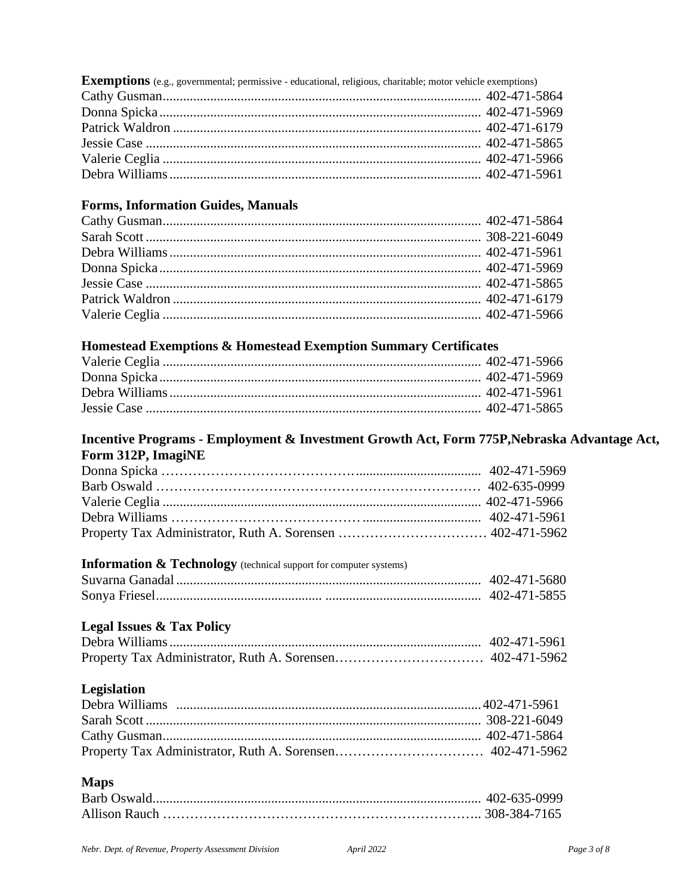**Exemptions** (e.g., governmental; permissive - educational, religious, charitable; motor vehicle exemptions)

Cathy Gusman............................................................................................ 402-471-5864
Donna Spicka............................................................................................. 402-471-5969
Patrick Waldron ......................................................................................... 402-471-6179
Jessie Case ................................................................................................ 402-471-5865
Valerie Ceglia ............................................................................................ 402-471-5966
Debra Williams.......................................................................................... 402-471-5961

**Forms, Information Guides, Manuals**

Cathy Gusman............................................................................................ 402-471-5864
Sarah Scott ................................................................................................. 308-221-6049
Debra Williams.......................................................................................... 402-471-5961
Donna Spicka............................................................................................. 402-471-5969
Jessie Case ................................................................................................ 402-471-5865
Patrick Waldron ......................................................................................... 402-471-6179
Valerie Ceglia ............................................................................................ 402-471-5966

**Homestead Exemptions & Homestead Exemption Summary Certificates**

Valerie Ceglia ............................................................................................ 402-471-5966
Donna Spicka............................................................................................. 402-471-5969
Debra Williams.......................................................................................... 402-471-5961
Jessie Case ................................................................................................ 402-471-5865

**Incentive Programs - Employment & Investment Growth Act, Form 775P,Nebraska Advantage Act, Form 312P, ImagiNE**

Donna Spicka …………………………………................................... 402-471-5969
Barb Oswald ……………………………………………………………… 402-635-0999
Valerie Ceglia ............................................................................................ 402-471-5966
Debra Williams …………………………………................................ 402-471-5961
Property Tax Administrator, Ruth A. Sorensen …………………………… 402-471-5962

**Information & Technology** (technical support for computer systems)

Suvarna Ganadal........................................................................................ 402-471-5680
Sonya Friesel.............................................. ............................................ 402-471-5855

**Legal Issues & Tax Policy**

Debra Williams.......................................................................................... 402-471-5961
Property Tax Administrator, Ruth A. Sorensen…………………………… 402-471-5962

**Legislation**

Debra Williams ........................................................................................402-471-5961
Sarah Scott ................................................................................................. 308-221-6049
Cathy Gusman............................................................................................ 402-471-5864
Property Tax Administrator, Ruth A. Sorensen…………………………… 402-471-5962

**Maps**

Barb Oswald............................................................................................... 402-635-0999
Allison Rauch ………………………………………………………….. 308-384-7165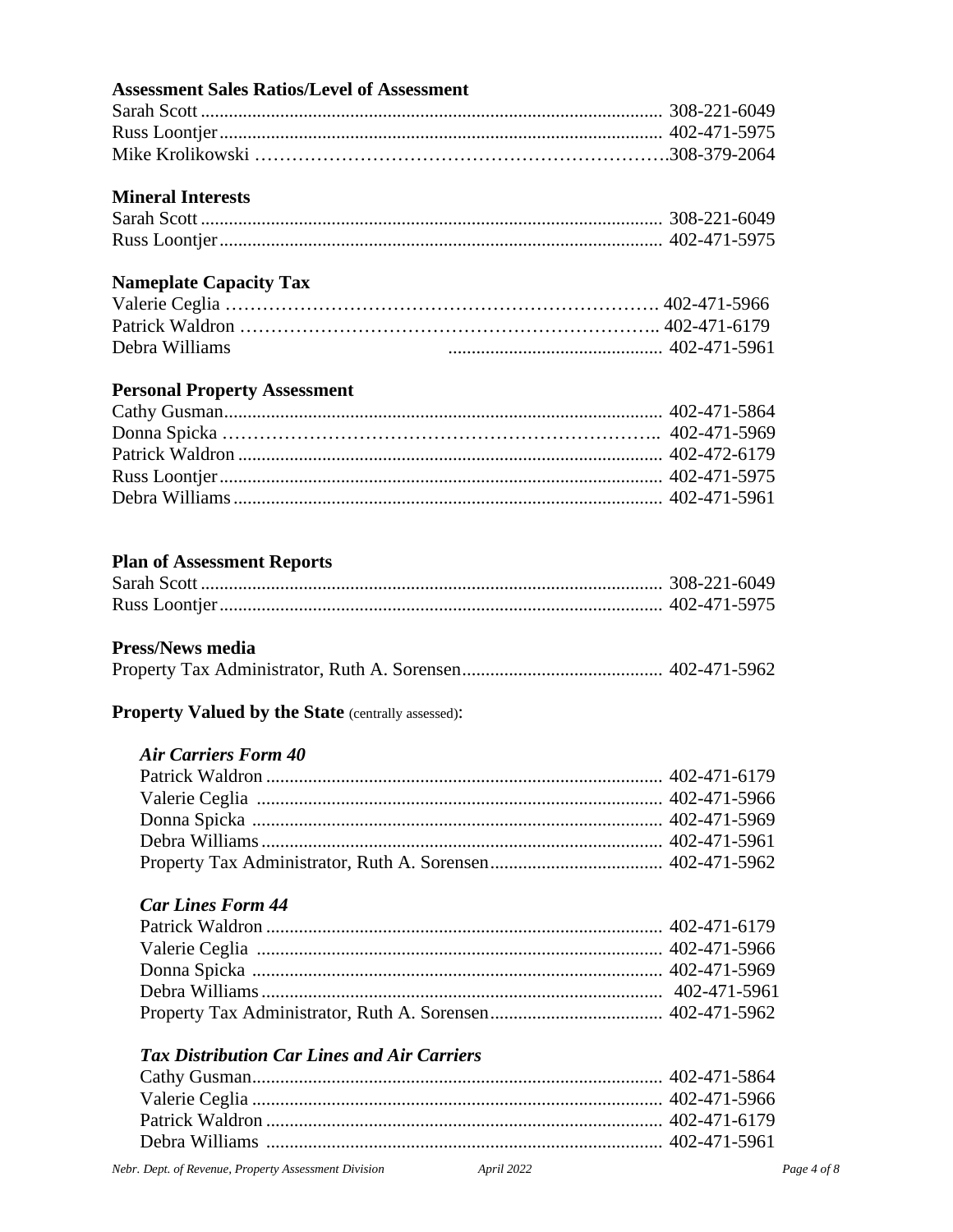**Assessment Sales Ratios/Level of Assessment**

Sarah Scott .................................................................................................. 308-221-6049
Russ Loontjer.............................................................................................. 402-471-5975
Mike Krolikowski ……………………………………………………….308-379-2064

**Mineral Interests**

Sarah Scott .................................................................................................. 308-221-6049
Russ Loontjer.............................................................................................. 402-471-5975

**Nameplate Capacity Tax**

Valerie Ceglia ……………………………………………………………. 402-471-5966
Patrick Waldron ……………………………………………………….. 402-471-6179
Debra Williams ............................................. 402-471-5961

**Personal Property Assessment**

Cathy Gusman............................................................................................ 402-471-5864
Donna Spicka ……………………………………………………………. 402-471-5969
Patrick Waldron .......................................................................................... 402-472-6179
Russ Loontjer.............................................................................................. 402-471-5975
Debra Williams........................................................................................... 402-471-5961

**Plan of Assessment Reports**

Sarah Scott .................................................................................................. 308-221-6049
Russ Loontjer.............................................................................................. 402-471-5975

**Press/News media**

Property Tax Administrator, Ruth A. Sorensen........................................... 402-471-5962

**Property Valued by the State** (centrally assessed):

***Air Carriers Form 40***

Patrick Waldron .................................................................................... 402-471-6179
Valerie Ceglia ...................................................................................... 402-471-5966
Donna Spicka ....................................................................................... 402-471-5969
Debra Williams..................................................................................... 402-471-5961
Property Tax Administrator, Ruth A. Sorensen..................................... 402-471-5962

***Car Lines Form 44***

Patrick Waldron .................................................................................... 402-471-6179
Valerie Ceglia ...................................................................................... 402-471-5966
Donna Spicka ....................................................................................... 402-471-5969
Debra Williams..................................................................................... 402-471-5961
Property Tax Administrator, Ruth A. Sorensen..................................... 402-471-5962

***Tax Distribution Car Lines and Air Carriers***

Cathy Gusman....................................................................................... 402-471-5864
Valerie Ceglia ....................................................................................... 402-471-5966
Patrick Waldron .................................................................................... 402-471-6179
Debra Williams .................................................................................... 402-471-5961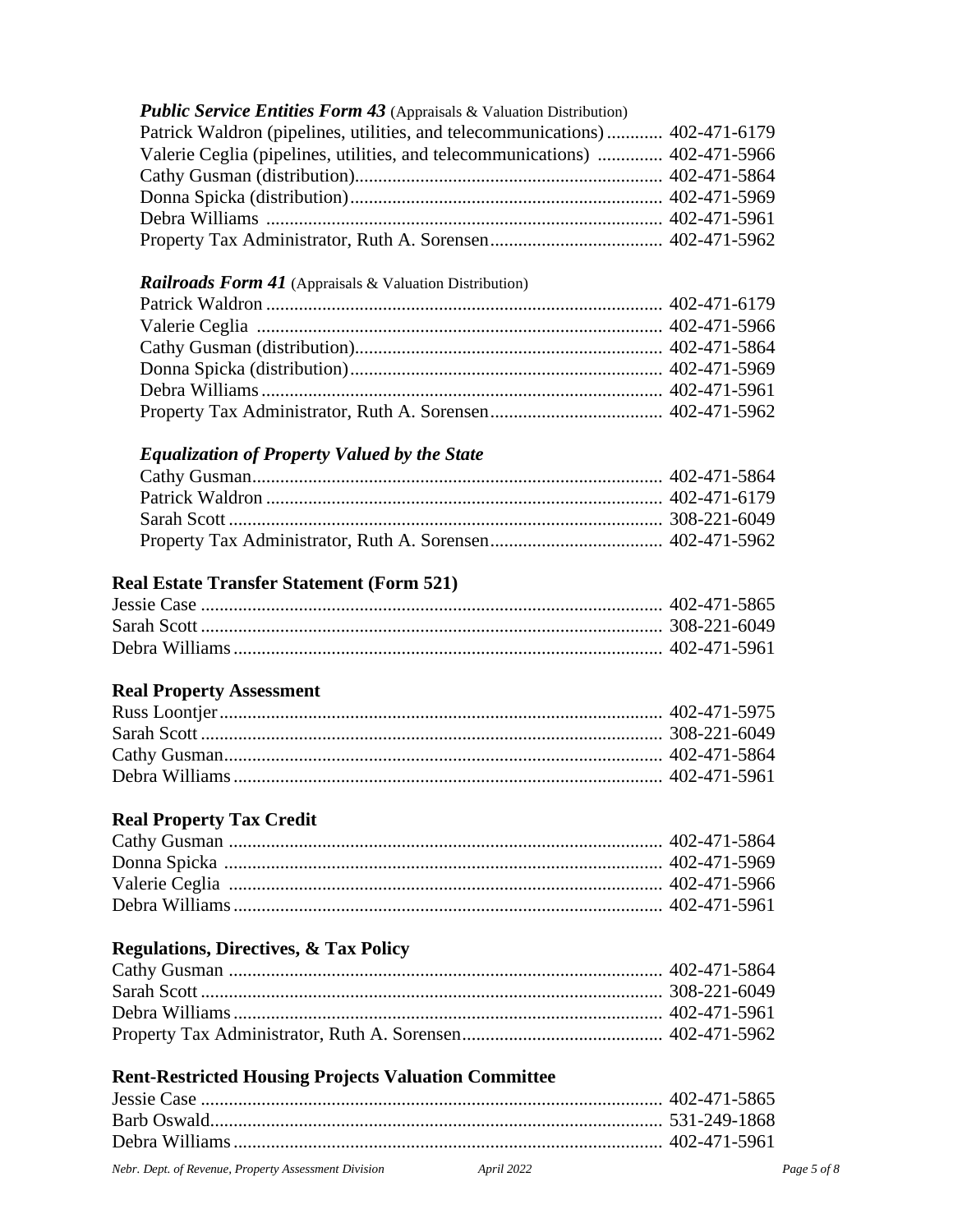### *Public Service Entities Form 43* (Appraisals & Valuation Distribution)

Patrick Waldron (pipelines, utilities, and telecommunications)............ 402-471-6179
Valerie Ceglia (pipelines, utilities, and telecommunications) ............. 402-471-5966
Cathy Gusman (distribution)................................................................ 402-471-5864
Donna Spicka (distribution).................................................................. 402-471-5969
Debra Williams .................................................................................... 402-471-5961
Property Tax Administrator, Ruth A. Sorensen..................................... 402-471-5962

### *Railroads Form 41* (Appraisals & Valuation Distribution)

Patrick Waldron .................................................................................... 402-471-6179
Valerie Ceglia ...................................................................................... 402-471-5966
Cathy Gusman (distribution)................................................................ 402-471-5864
Donna Spicka (distribution).................................................................. 402-471-5969
Debra Williams .................................................................................... 402-471-5961
Property Tax Administrator, Ruth A. Sorensen..................................... 402-471-5962

### *Equalization of Property Valued by the State*

Cathy Gusman....................................................................................... 402-471-5864
Patrick Waldron .................................................................................... 402-471-6179
Sarah Scott ............................................................................................ 308-221-6049
Property Tax Administrator, Ruth A. Sorensen..................................... 402-471-5962

## Real Estate Transfer Statement (Form 521)

Jessie Case ................................................................................................ 402-471-5865
Sarah Scott ................................................................................................ 308-221-6049
Debra Williams .......................................................................................... 402-471-5961

## Real Property Assessment

Russ Loontjer............................................................................................. 402-471-5975
Sarah Scott ................................................................................................ 308-221-6049
Cathy Gusman............................................................................................ 402-471-5864
Debra Williams .......................................................................................... 402-471-5961

## Real Property Tax Credit

Cathy Gusman ........................................................................................... 402-471-5864
Donna Spicka ............................................................................................ 402-471-5969
Valerie Ceglia ........................................................................................... 402-471-5966
Debra Williams .......................................................................................... 402-471-5961

## Regulations, Directives, & Tax Policy

Cathy Gusman ........................................................................................... 402-471-5864
Sarah Scott ................................................................................................ 308-221-6049
Debra Williams .......................................................................................... 402-471-5961
Property Tax Administrator, Ruth A. Sorensen.......................................... 402-471-5962

## Rent-Restricted Housing Projects Valuation Committee

Jessie Case ................................................................................................ 402-471-5865
Barb Oswald............................................................................................... 531-249-1868
Debra Williams .......................................................................................... 402-471-5961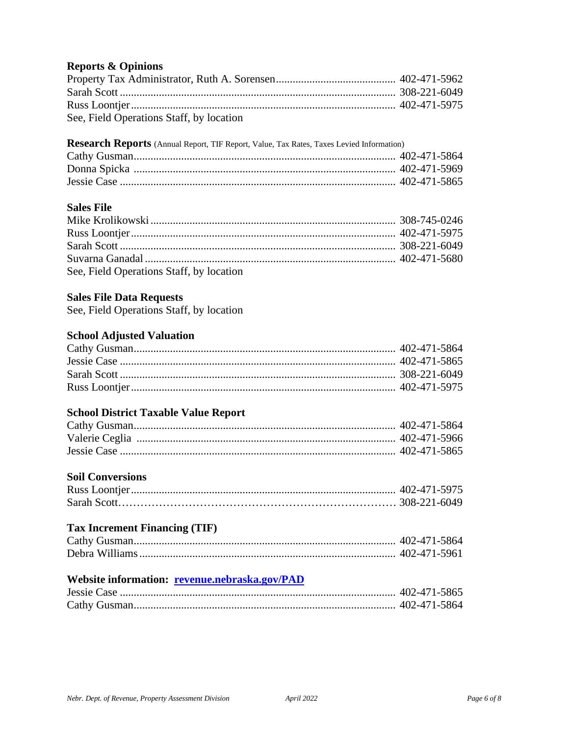**Reports & Opinions**

Property Tax Administrator, Ruth A. Sorensen........................................... 402-471-5962
Sarah Scott .................................................................................................. 308-221-6049
Russ Loontjer.............................................................................................. 402-471-5975
See, Field Operations Staff, by location

**Research Reports** (Annual Report, TIF Report, Value, Tax Rates, Taxes Levied Information)

Cathy Gusman............................................................................................. 402-471-5864
Donna Spicka .............................................................................................. 402-471-5969
Jessie Case .................................................................................................. 402-471-5865

**Sales File**

Mike Krolikowski ....................................................................................... 308-745-0246
Russ Loontjer.............................................................................................. 402-471-5975
Sarah Scott .................................................................................................. 308-221-6049
Suvarna Ganadal ......................................................................................... 402-471-5680
See, Field Operations Staff, by location

**Sales File Data Requests**

See, Field Operations Staff, by location

**School Adjusted Valuation**

Cathy Gusman............................................................................................. 402-471-5864
Jessie Case .................................................................................................. 402-471-5865
Sarah Scott .................................................................................................. 308-221-6049
Russ Loontjer.............................................................................................. 402-471-5975

**School District Taxable Value Report**

Cathy Gusman............................................................................................. 402-471-5864
Valerie Ceglia ............................................................................................ 402-471-5966
Jessie Case .................................................................................................. 402-471-5865

**Soil Conversions**

Russ Loontjer.............................................................................................. 402-471-5975
Sarah Scott……………………………………………………………… 308-221-6049

**Tax Increment Financing (TIF)**

Cathy Gusman............................................................................................. 402-471-5864
Debra Williams ........................................................................................... 402-471-5961

**Website information: [revenue.nebraska.gov/PAD](revenue.nebraska.gov/PAD)**

Jessie Case .................................................................................................. 402-471-5865
Cathy Gusman............................................................................................. 402-471-5864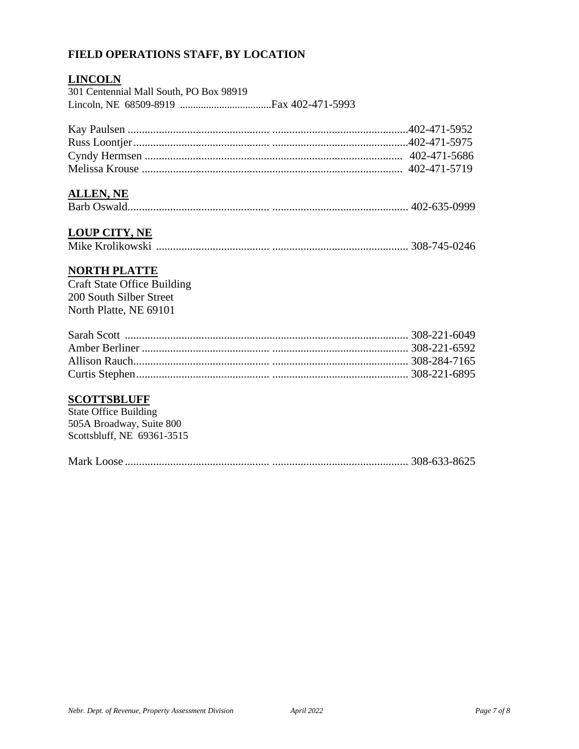## FIELD OPERATIONS STAFF, BY LOCATION

### LINCOLN

301 Centennial Mall South, PO Box 98919
Lincoln, NE 68509-8919 ....................................Fax 402-471-5993

Kay Paulsen ................................................ ...............................................402-471-5952
Russ Loontjer.............................................. ...............................................402-471-5975
Cyndy Hermsen ........................................................................................... 402-471-5686
Melissa Krouse ............................................................................................ 402-471-5719

### ALLEN, NE

Barb Oswald................................................ ............................................... 402-635-0999

### LOUP CITY, NE

Mike Krolikowski ........................................ ............................................... 308-745-0246

### NORTH PLATTE

Craft State Office Building
200 South Silber Street
North Platte, NE 69101

Sarah Scott .................................................................................................. 308-221-6049
Amber Berliner ........................................... ............................................... 308-221-6592
Allison Rauch............................................... ............................................... 308-284-7165
Curtis Stephen.............................................. ............................................... 308-221-6895

### SCOTTSBLUFF

State Office Building
505A Broadway, Suite 800
Scottsbluff, NE 69361-3515

Mark Loose.................................................. ............................................... 308-633-8625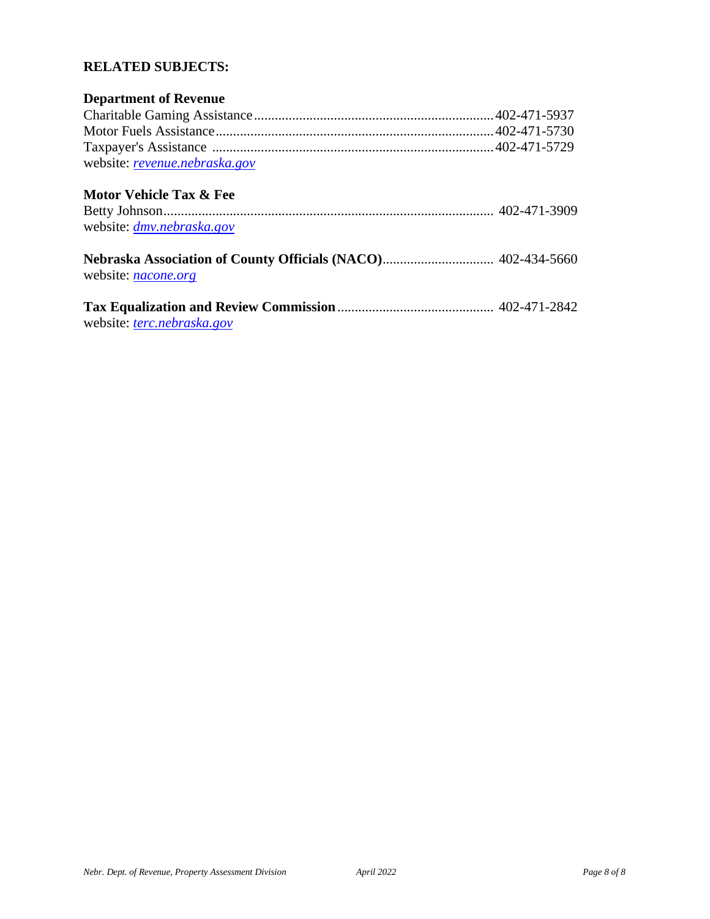**RELATED SUBJECTS:**

**Department of Revenue**

Charitable Gaming Assistance....................................................................402-471-5937
Motor Fuels Assistance...............................................................................402-471-5730
Taxpayer's Assistance ...............................................................................402-471-5729
website: *revenue.nebraska.gov*

**Motor Vehicle Tax & Fee**

Betty Johnson............................................................................................ 402-471-3909
website: *dmv.nebraska.gov*

**Nebraska Association of County Officials (NACO)**................................ 402-434-5660
website: *nacone.org*

**Tax Equalization and Review Commission**............................................ 402-471-2842
website: *terc.nebraska.gov*